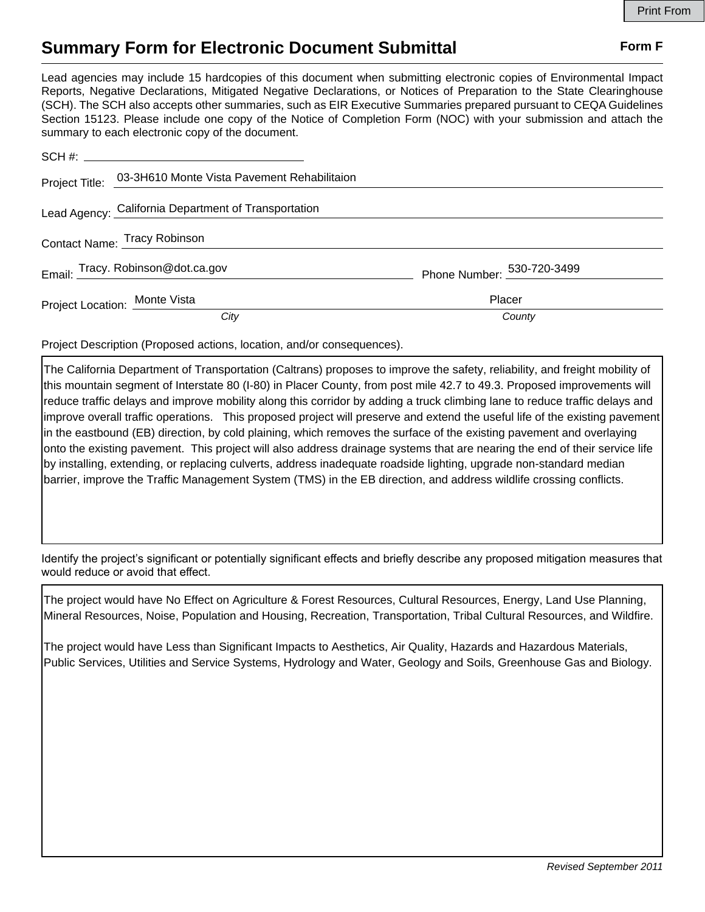Print From

# Summary Form for Electronic Document Submittal

**Form F**

Lead agencies may include 15 hardcopies of this document when submitting electronic copies of Environmental Impact Reports, Negative Declarations, Mitigated Negative Declarations, or Notices of Preparation to the State Clearinghouse (SCH). The SCH also accepts other summaries, such as EIR Executive Summaries prepared pursuant to CEQA Guidelines Section 15123. Please include one copy of the Notice of Completion Form (NOC) with your submission and attach the summary to each electronic copy of the document.

SCH #: ____________________

Project Title: 03-3H610 Monte Vista Pavement Rehabilitaion

Lead Agency: California Department of Transportation

Contact Name: Tracy Robinson

Email: Tracy. Robinson@dot.ca.gov

Phone Number: 530-720-3499

Project Location: Monte Vista (*City*), Placer (*County*)

Project Description (Proposed actions, location, and/or consequences).

The California Department of Transportation (Caltrans) proposes to improve the safety, reliability, and freight mobility of this mountain segment of Interstate 80 (I-80) in Placer County, from post mile 42.7 to 49.3. Proposed improvements will reduce traffic delays and improve mobility along this corridor by adding a truck climbing lane to reduce traffic delays and improve overall traffic operations. This proposed project will preserve and extend the useful life of the existing pavement in the eastbound (EB) direction, by cold plaining, which removes the surface of the existing pavement and overlaying onto the existing pavement. This project will also address drainage systems that are nearing the end of their service life by installing, extending, or replacing culverts, address inadequate roadside lighting, upgrade non-standard median barrier, improve the Traffic Management System (TMS) in the EB direction, and address wildlife crossing conflicts.

Identify the project's significant or potentially significant effects and briefly describe any proposed mitigation measures that would reduce or avoid that effect.

The project would have No Effect on Agriculture & Forest Resources, Cultural Resources, Energy, Land Use Planning, Mineral Resources, Noise, Population and Housing, Recreation, Transportation, Tribal Cultural Resources, and Wildfire.

The project would have Less than Significant Impacts to Aesthetics, Air Quality, Hazards and Hazardous Materials, Public Services, Utilities and Service Systems, Hydrology and Water, Geology and Soils, Greenhouse Gas and Biology.

*Revised September 2011*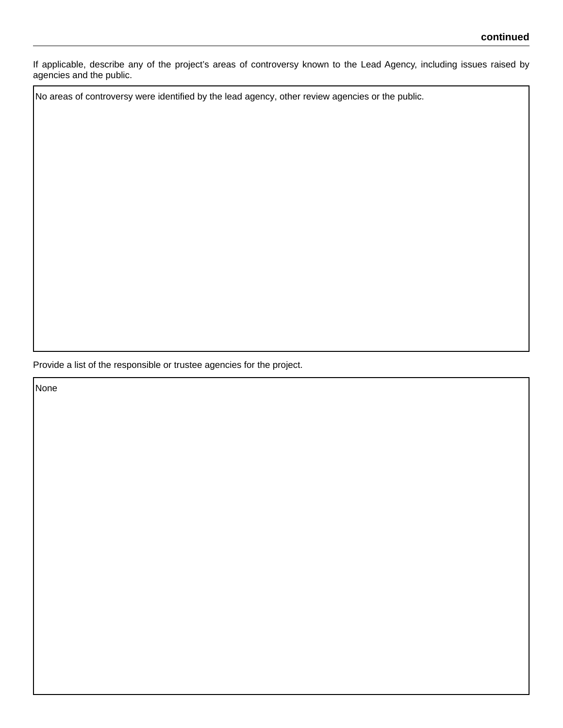**continued**

If applicable, describe any of the project's areas of controversy known to the Lead Agency, including issues raised by agencies and the public.

No areas of controversy were identified by the lead agency, other review agencies or the public.

Provide a list of the responsible or trustee agencies for the project.

None